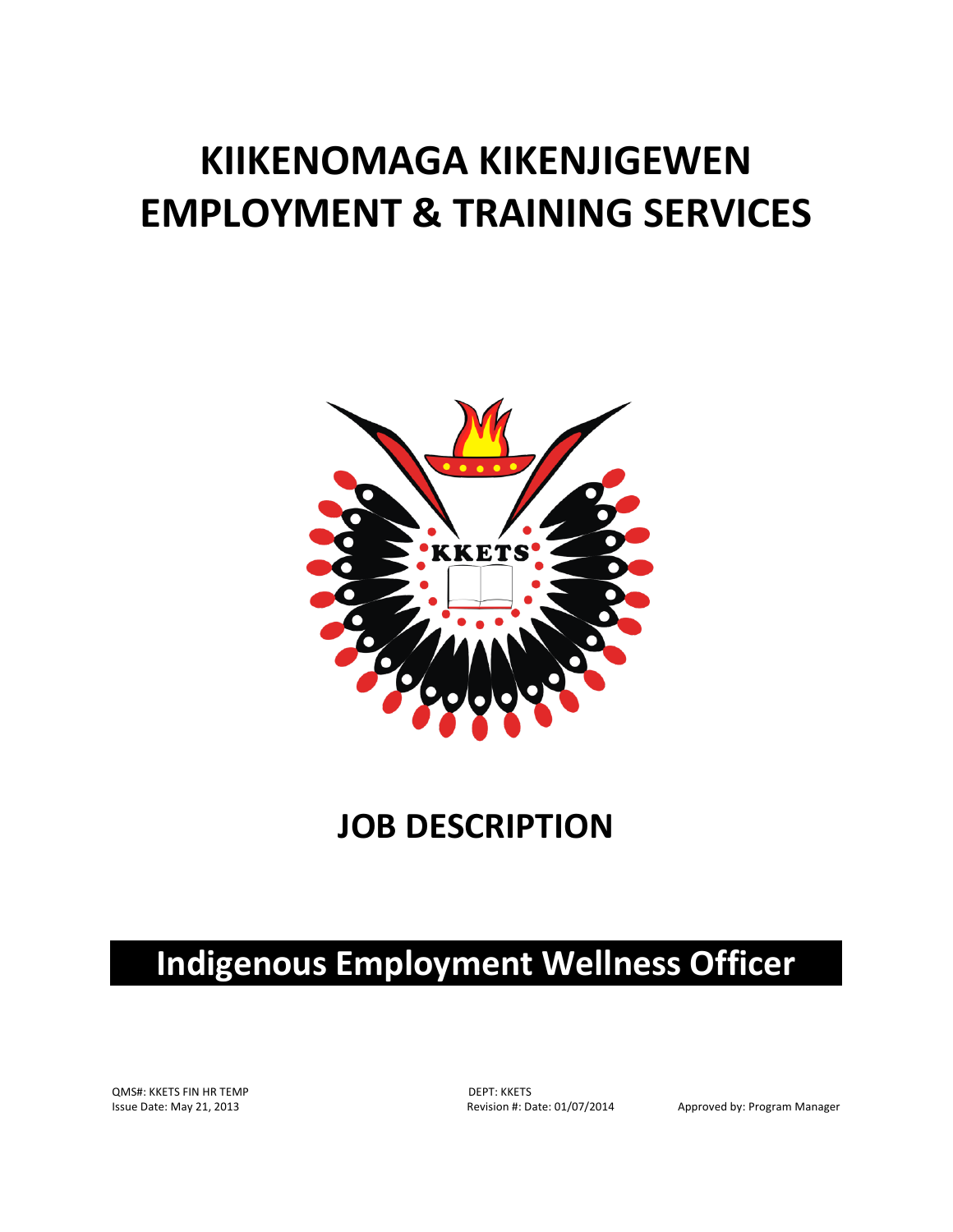# KIIKENOMAGA KIKENJIGEWEN EMPLOYMENT & TRAINING SERVICES

KKETS

## JOB DESCRIPTION

## Indigenous Employment Wellness Officer

QMS#: KKETS FIN HR TEMP
Issue Date: May 21, 2013

DEPT: KKETS
Revision #: Date: 01/07/2014

Approved by: Program Manager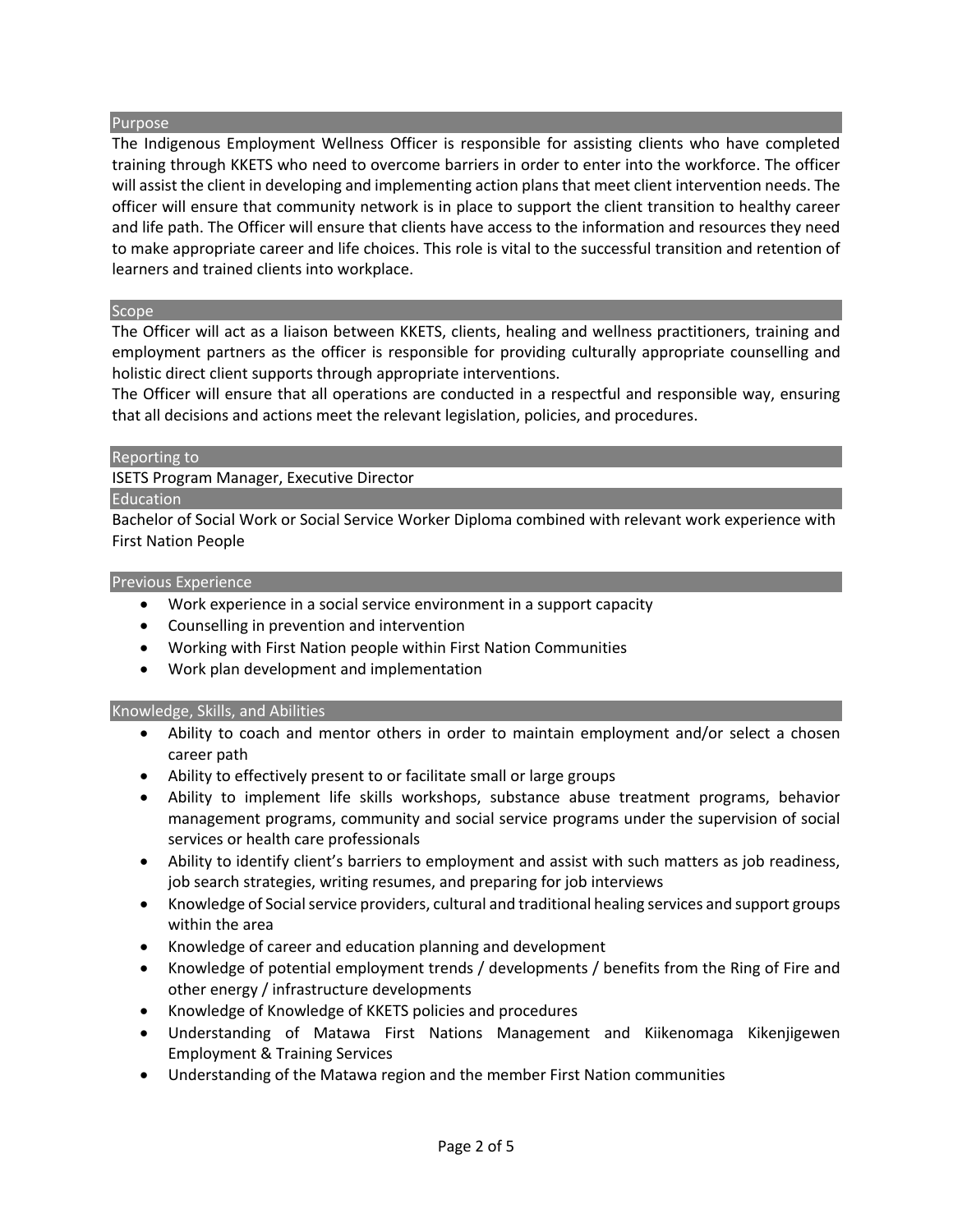## Purpose

The Indigenous Employment Wellness Officer is responsible for assisting clients who have completed training through KKETS who need to overcome barriers in order to enter into the workforce. The officer will assist the client in developing and implementing action plans that meet client intervention needs. The officer will ensure that community network is in place to support the client transition to healthy career and life path. The Officer will ensure that clients have access to the information and resources they need to make appropriate career and life choices. This role is vital to the successful transition and retention of learners and trained clients into workplace.

## Scope

The Officer will act as a liaison between KKETS, clients, healing and wellness practitioners, training and employment partners as the officer is responsible for providing culturally appropriate counselling and holistic direct client supports through appropriate interventions.

The Officer will ensure that all operations are conducted in a respectful and responsible way, ensuring that all decisions and actions meet the relevant legislation, policies, and procedures.

## Reporting to

ISETS Program Manager, Executive Director

## Education

Bachelor of Social Work or Social Service Worker Diploma combined with relevant work experience with First Nation People

## Previous Experience

- Work experience in a social service environment in a support capacity
- Counselling in prevention and intervention
- Working with First Nation people within First Nation Communities
- Work plan development and implementation

## Knowledge, Skills, and Abilities

- Ability to coach and mentor others in order to maintain employment and/or select a chosen career path
- Ability to effectively present to or facilitate small or large groups
- Ability to implement life skills workshops, substance abuse treatment programs, behavior management programs, community and social service programs under the supervision of social services or health care professionals
- Ability to identify client's barriers to employment and assist with such matters as job readiness, job search strategies, writing resumes, and preparing for job interviews
- Knowledge of Social service providers, cultural and traditional healing services and support groups within the area
- Knowledge of career and education planning and development
- Knowledge of potential employment trends / developments / benefits from the Ring of Fire and other energy / infrastructure developments
- Knowledge of Knowledge of KKETS policies and procedures
- Understanding of Matawa First Nations Management and Kiikenomaga Kikenjigewen Employment & Training Services
- Understanding of the Matawa region and the member First Nation communities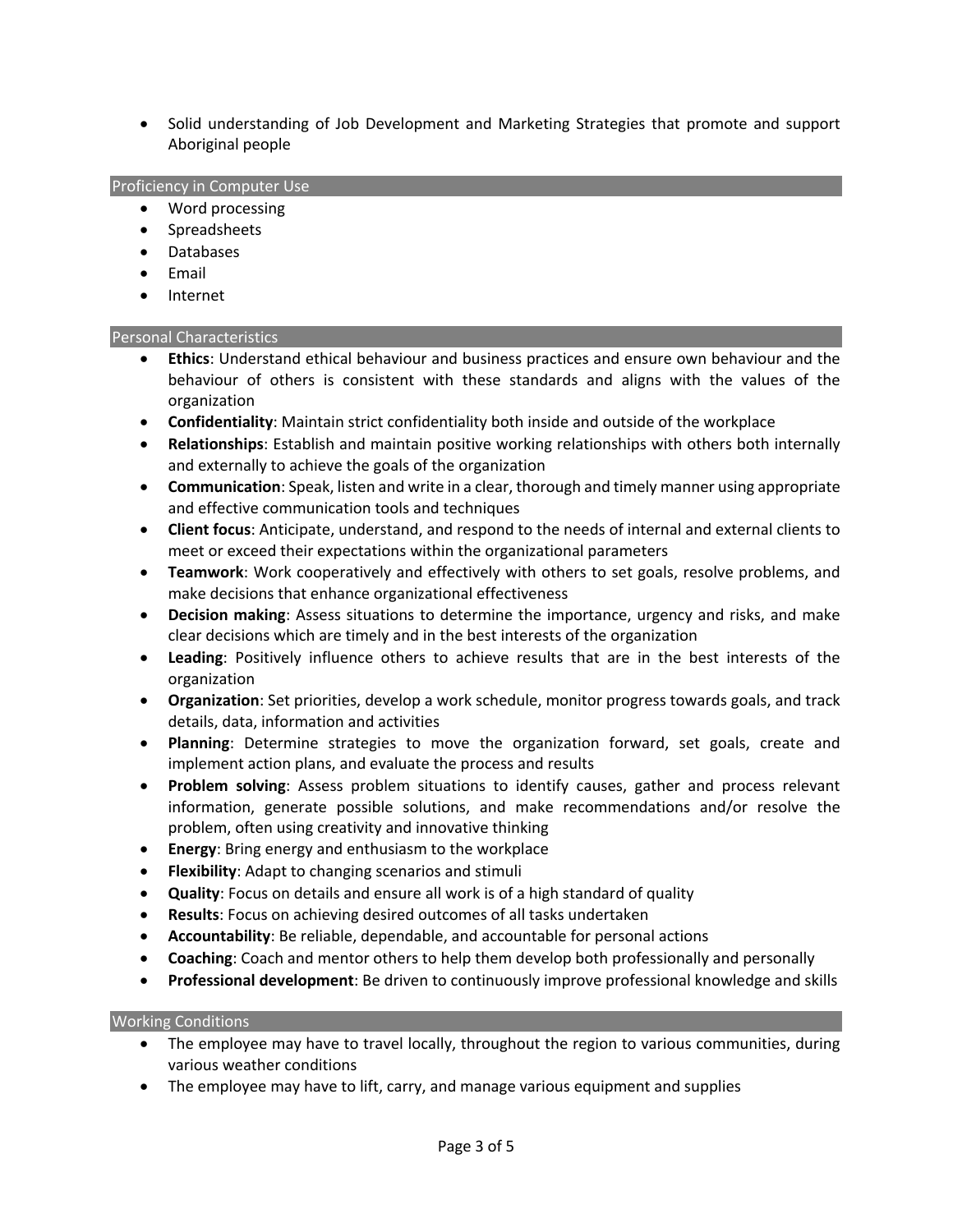- Solid understanding of Job Development and Marketing Strategies that promote and support Aboriginal people

## Proficiency in Computer Use

- Word processing
- Spreadsheets
- Databases
- Email
- Internet

## Personal Characteristics

- **Ethics**: Understand ethical behaviour and business practices and ensure own behaviour and the behaviour of others is consistent with these standards and aligns with the values of the organization
- **Confidentiality**: Maintain strict confidentiality both inside and outside of the workplace
- **Relationships**: Establish and maintain positive working relationships with others both internally and externally to achieve the goals of the organization
- **Communication**: Speak, listen and write in a clear, thorough and timely manner using appropriate and effective communication tools and techniques
- **Client focus**: Anticipate, understand, and respond to the needs of internal and external clients to meet or exceed their expectations within the organizational parameters
- **Teamwork**: Work cooperatively and effectively with others to set goals, resolve problems, and make decisions that enhance organizational effectiveness
- **Decision making**: Assess situations to determine the importance, urgency and risks, and make clear decisions which are timely and in the best interests of the organization
- **Leading**: Positively influence others to achieve results that are in the best interests of the organization
- **Organization**: Set priorities, develop a work schedule, monitor progress towards goals, and track details, data, information and activities
- **Planning**: Determine strategies to move the organization forward, set goals, create and implement action plans, and evaluate the process and results
- **Problem solving**: Assess problem situations to identify causes, gather and process relevant information, generate possible solutions, and make recommendations and/or resolve the problem, often using creativity and innovative thinking
- **Energy**: Bring energy and enthusiasm to the workplace
- **Flexibility**: Adapt to changing scenarios and stimuli
- **Quality**: Focus on details and ensure all work is of a high standard of quality
- **Results**: Focus on achieving desired outcomes of all tasks undertaken
- **Accountability**: Be reliable, dependable, and accountable for personal actions
- **Coaching**: Coach and mentor others to help them develop both professionally and personally
- **Professional development**: Be driven to continuously improve professional knowledge and skills

## Working Conditions

- The employee may have to travel locally, throughout the region to various communities, during various weather conditions
- The employee may have to lift, carry, and manage various equipment and supplies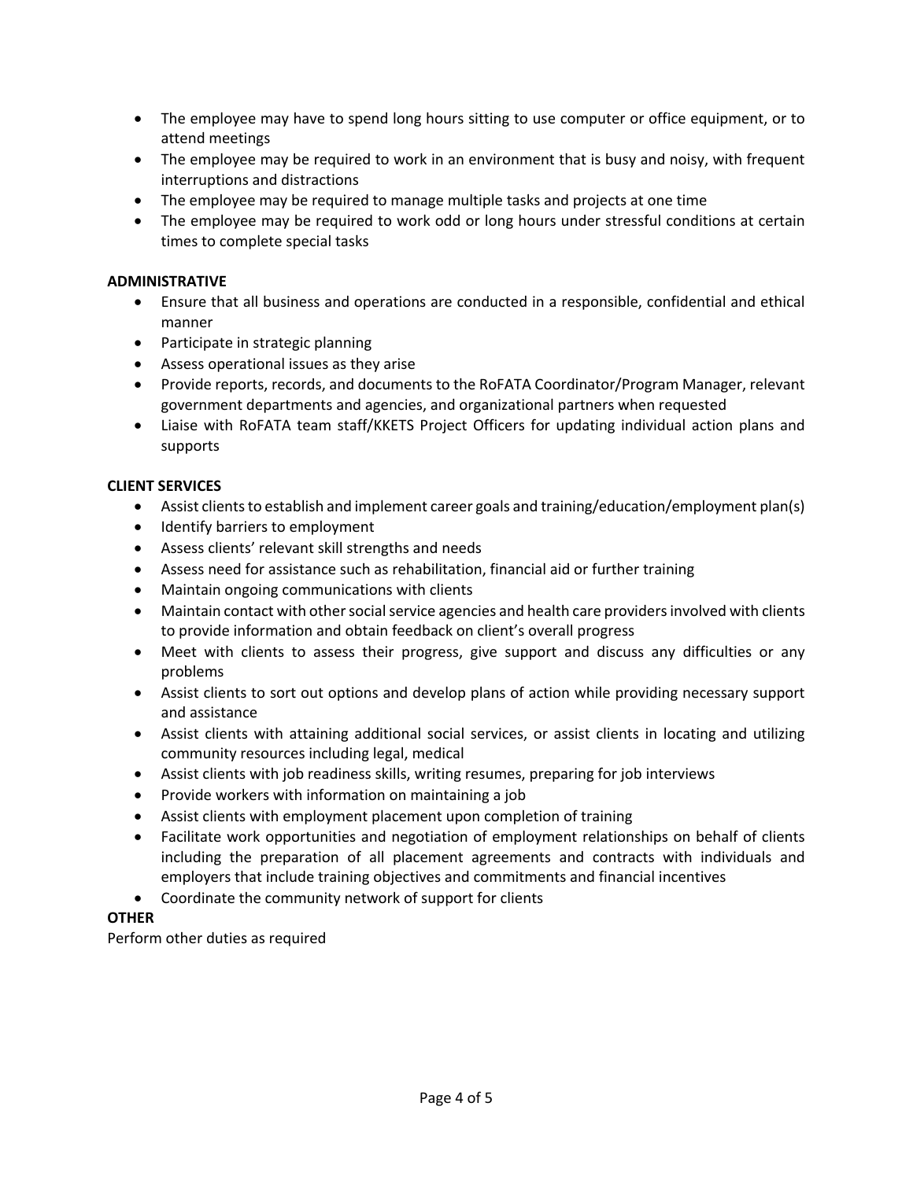- The employee may have to spend long hours sitting to use computer or office equipment, or to attend meetings
- The employee may be required to work in an environment that is busy and noisy, with frequent interruptions and distractions
- The employee may be required to manage multiple tasks and projects at one time
- The employee may be required to work odd or long hours under stressful conditions at certain times to complete special tasks

**ADMINISTRATIVE**

- Ensure that all business and operations are conducted in a responsible, confidential and ethical manner
- Participate in strategic planning
- Assess operational issues as they arise
- Provide reports, records, and documents to the RoFATA Coordinator/Program Manager, relevant government departments and agencies, and organizational partners when requested
- Liaise with RoFATA team staff/KKETS Project Officers for updating individual action plans and supports

**CLIENT SERVICES**

- Assist clients to establish and implement career goals and training/education/employment plan(s)
- Identify barriers to employment
- Assess clients' relevant skill strengths and needs
- Assess need for assistance such as rehabilitation, financial aid or further training
- Maintain ongoing communications with clients
- Maintain contact with other social service agencies and health care providers involved with clients to provide information and obtain feedback on client's overall progress
- Meet with clients to assess their progress, give support and discuss any difficulties or any problems
- Assist clients to sort out options and develop plans of action while providing necessary support and assistance
- Assist clients with attaining additional social services, or assist clients in locating and utilizing community resources including legal, medical
- Assist clients with job readiness skills, writing resumes, preparing for job interviews
- Provide workers with information on maintaining a job
- Assist clients with employment placement upon completion of training
- Facilitate work opportunities and negotiation of employment relationships on behalf of clients including the preparation of all placement agreements and contracts with individuals and employers that include training objectives and commitments and financial incentives
- Coordinate the community network of support for clients

**OTHER**

Perform other duties as required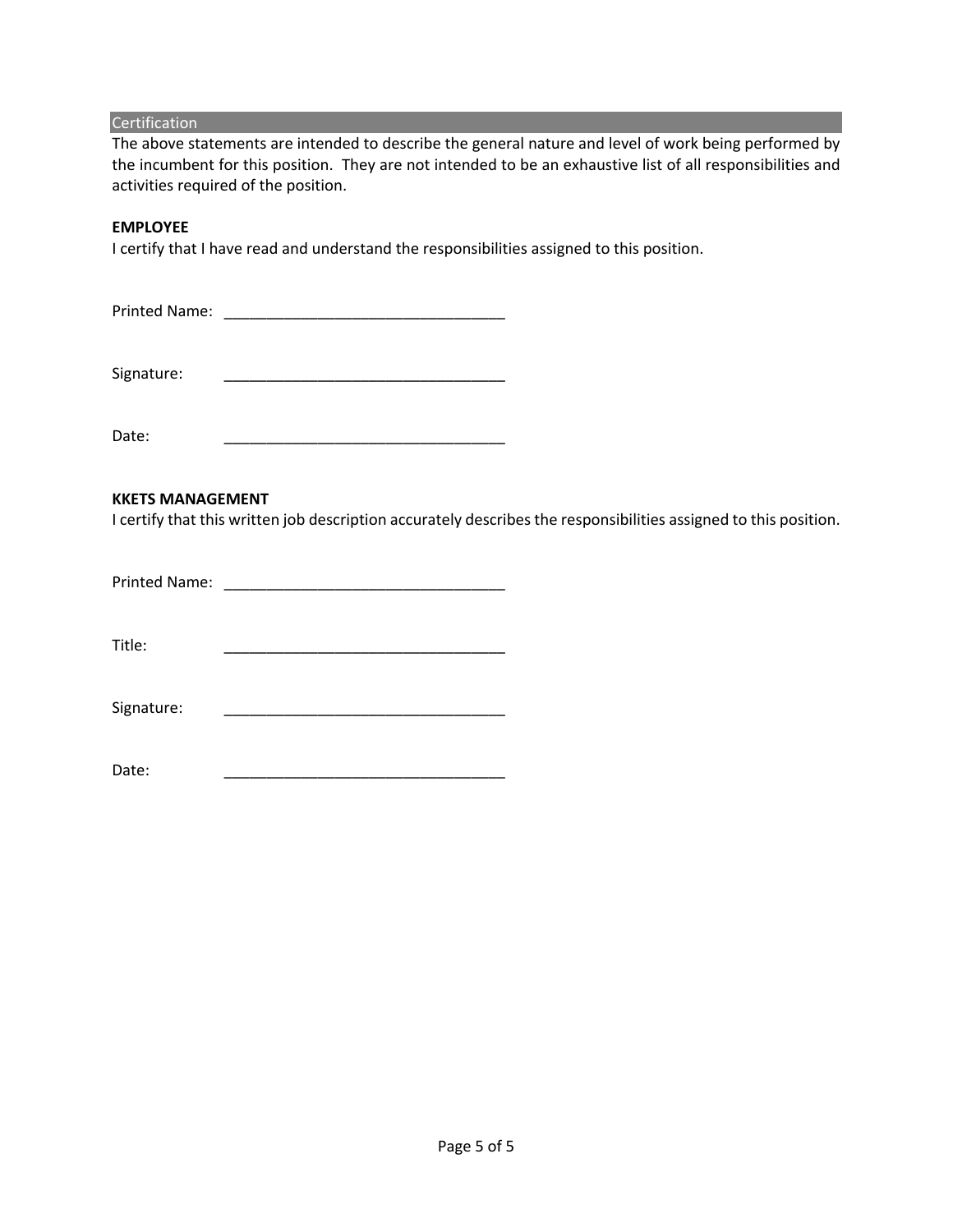## Certification

The above statements are intended to describe the general nature and level of work being performed by the incumbent for this position. They are not intended to be an exhaustive list of all responsibilities and activities required of the position.

**EMPLOYEE**

I certify that I have read and understand the responsibilities assigned to this position.

Printed Name: _________________________________

Signature: _________________________________

Date: _________________________________

**KKETS MANAGEMENT**

I certify that this written job description accurately describes the responsibilities assigned to this position.

Printed Name: _________________________________

Title: _________________________________

Signature: _________________________________

Date: _________________________________